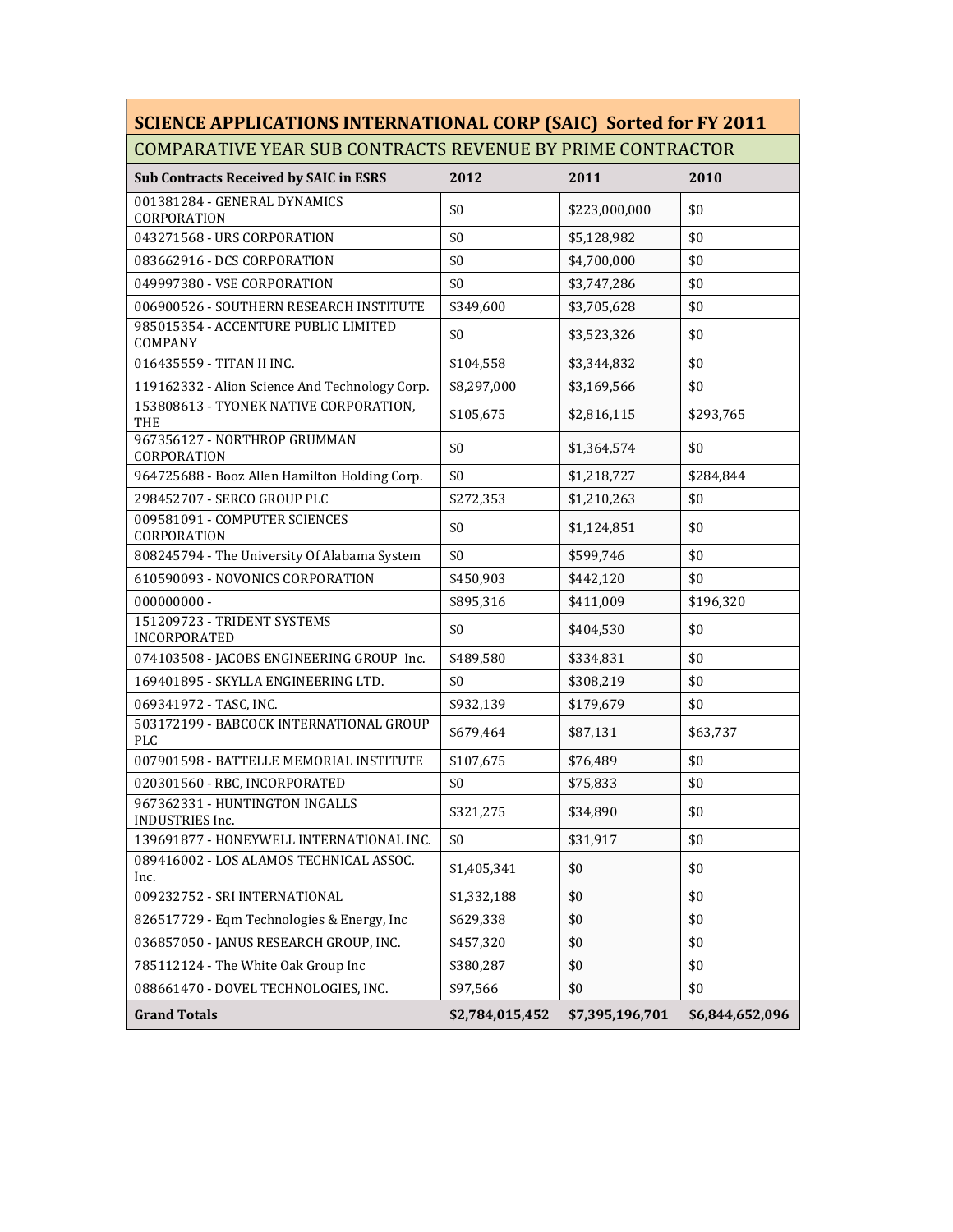## SCIENCE APPLICATIONS INTERNATIONAL CORP (SAIC) Sorted for FY 2011

### COMPARATIVE YEAR SUB CONTRACTS REVENUE BY PRIME CONTRACTOR

| Sub Contracts Received by SAIC in ESRS | 2012 | 2011 | 2010 |
|---|---|---|---|
| 001381284 - GENERAL DYNAMICS CORPORATION | $0 | $223,000,000 | $0 |
| 043271568 - URS CORPORATION | $0 | $5,128,982 | $0 |
| 083662916 - DCS CORPORATION | $0 | $4,700,000 | $0 |
| 049997380 - VSE CORPORATION | $0 | $3,747,286 | $0 |
| 006900526 - SOUTHERN RESEARCH INSTITUTE | $349,600 | $3,705,628 | $0 |
| 985015354 - ACCENTURE PUBLIC LIMITED COMPANY | $0 | $3,523,326 | $0 |
| 016435559 - TITAN II INC. | $104,558 | $3,344,832 | $0 |
| 119162332 - Alion Science And Technology Corp. | $8,297,000 | $3,169,566 | $0 |
| 153808613 - TYONEK NATIVE CORPORATION, THE | $105,675 | $2,816,115 | $293,765 |
| 967356127 - NORTHROP GRUMMAN CORPORATION | $0 | $1,364,574 | $0 |
| 964725688 - Booz Allen Hamilton Holding Corp. | $0 | $1,218,727 | $284,844 |
| 298452707 - SERCO GROUP PLC | $272,353 | $1,210,263 | $0 |
| 009581091 - COMPUTER SCIENCES CORPORATION | $0 | $1,124,851 | $0 |
| 808245794 - The University Of Alabama System | $0 | $599,746 | $0 |
| 610590093 - NOVONICS CORPORATION | $450,903 | $442,120 | $0 |
| 000000000 - | $895,316 | $411,009 | $196,320 |
| 151209723 - TRIDENT SYSTEMS INCORPORATED | $0 | $404,530 | $0 |
| 074103508 - JACOBS ENGINEERING GROUP Inc. | $489,580 | $334,831 | $0 |
| 169401895 - SKYLLA ENGINEERING LTD. | $0 | $308,219 | $0 |
| 069341972 - TASC, INC. | $932,139 | $179,679 | $0 |
| 503172199 - BABCOCK INTERNATIONAL GROUP PLC | $679,464 | $87,131 | $63,737 |
| 007901598 - BATTELLE MEMORIAL INSTITUTE | $107,675 | $76,489 | $0 |
| 020301560 - RBC, INCORPORATED | $0 | $75,833 | $0 |
| 967362331 - HUNTINGTON INGALLS INDUSTRIES Inc. | $321,275 | $34,890 | $0 |
| 139691877 - HONEYWELL INTERNATIONAL INC. | $0 | $31,917 | $0 |
| 089416002 - LOS ALAMOS TECHNICAL ASSOC. Inc. | $1,405,341 | $0 | $0 |
| 009232752 - SRI INTERNATIONAL | $1,332,188 | $0 | $0 |
| 826517729 - Eqm Technologies & Energy, Inc | $629,338 | $0 | $0 |
| 036857050 - JANUS RESEARCH GROUP, INC. | $457,320 | $0 | $0 |
| 785112124 - The White Oak Group Inc | $380,287 | $0 | $0 |
| 088661470 - DOVEL TECHNOLOGIES, INC. | $97,566 | $0 | $0 |
| **Grand Totals** | **$2,784,015,452** | **$7,395,196,701** | **$6,844,652,096** |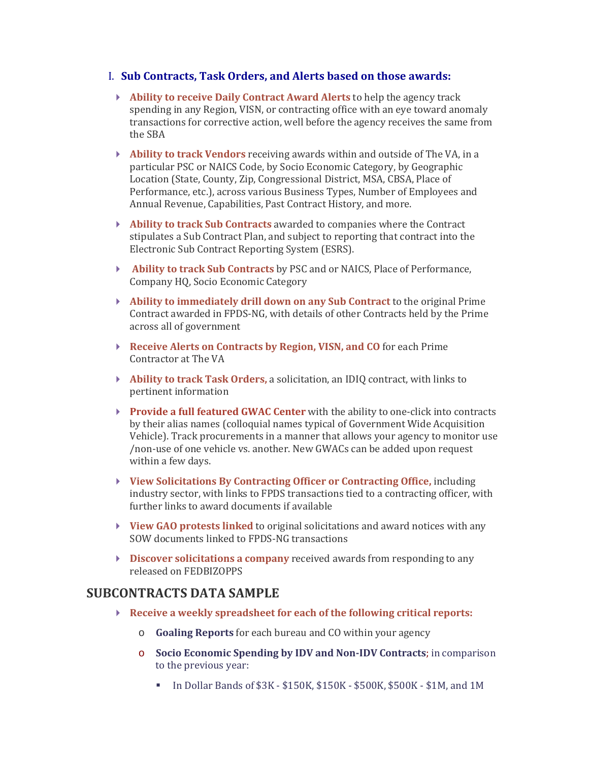## I. Sub Contracts, Task Orders, and Alerts based on those awards:

- **Ability to receive Daily Contract Award Alerts** to help the agency track spending in any Region, VISN, or contracting office with an eye toward anomaly transactions for corrective action, well before the agency receives the same from the SBA
- **Ability to track Vendors** receiving awards within and outside of The VA, in a particular PSC or NAICS Code, by Socio Economic Category, by Geographic Location (State, County, Zip, Congressional District, MSA, CBSA, Place of Performance, etc.), across various Business Types, Number of Employees and Annual Revenue, Capabilities, Past Contract History, and more.
- **Ability to track Sub Contracts** awarded to companies where the Contract stipulates a Sub Contract Plan, and subject to reporting that contract into the Electronic Sub Contract Reporting System (ESRS).
- **Ability to track Sub Contracts** by PSC and or NAICS, Place of Performance, Company HQ, Socio Economic Category
- **Ability to immediately drill down on any Sub Contract** to the original Prime Contract awarded in FPDS-NG, with details of other Contracts held by the Prime across all of government
- **Receive Alerts on Contracts by Region, VISN, and CO** for each Prime Contractor at The VA
- **Ability to track Task Orders,** a solicitation, an IDIQ contract, with links to pertinent information
- **Provide a full featured GWAC Center** with the ability to one-click into contracts by their alias names (colloquial names typical of Government Wide Acquisition Vehicle). Track procurements in a manner that allows your agency to monitor use /non-use of one vehicle vs. another. New GWACs can be added upon request within a few days.
- **View Solicitations By Contracting Officer or Contracting Office,** including industry sector, with links to FPDS transactions tied to a contracting officer, with further links to award documents if available
- **View GAO protests linked** to original solicitations and award notices with any SOW documents linked to FPDS-NG transactions
- **Discover solicitations a company** received awards from responding to any released on FEDBIZOPPS

## SUBCONTRACTS DATA SAMPLE

- **Receive a weekly spreadsheet for each of the following critical reports:**
  - **Goaling Reports** for each bureau and CO within your agency
  - **Socio Economic Spending by IDV and Non-IDV Contracts**; in comparison to the previous year:
    - In Dollar Bands of $3K - $150K, $150K - $500K, $500K - $1M, and 1M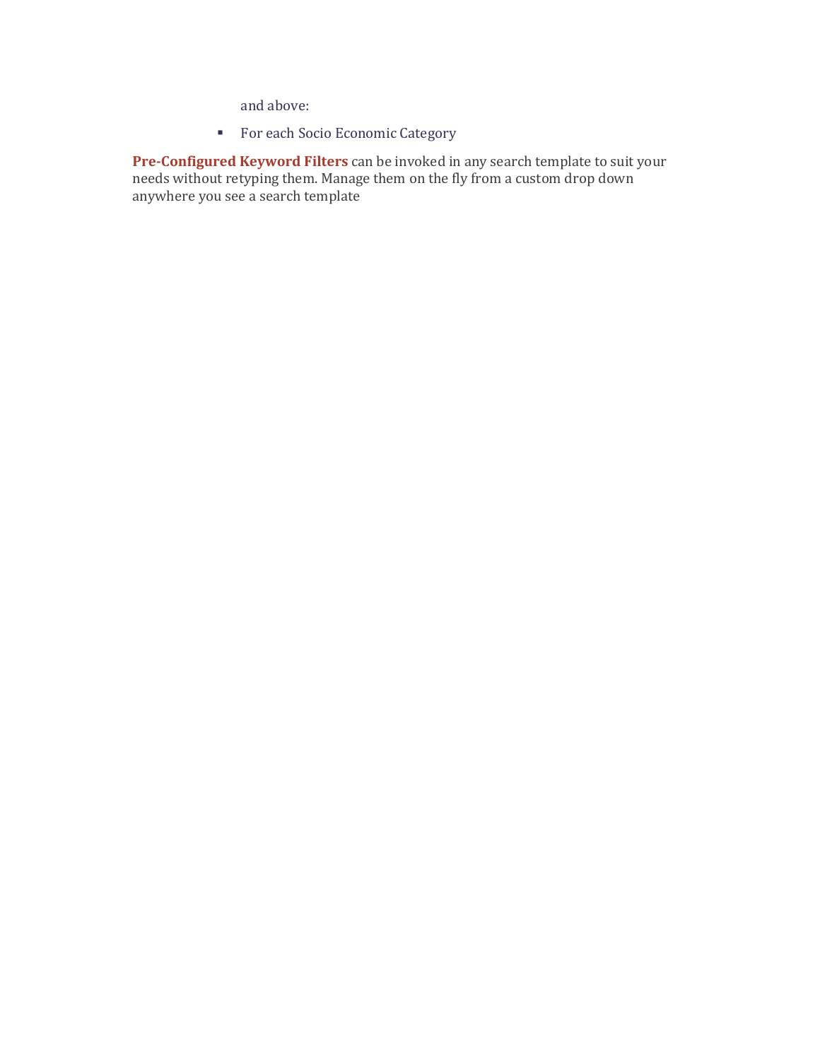and above:

- For each Socio Economic Category

**Pre-Configured Keyword Filters** can be invoked in any search template to suit your needs without retyping them. Manage them on the fly from a custom drop down anywhere you see a search template